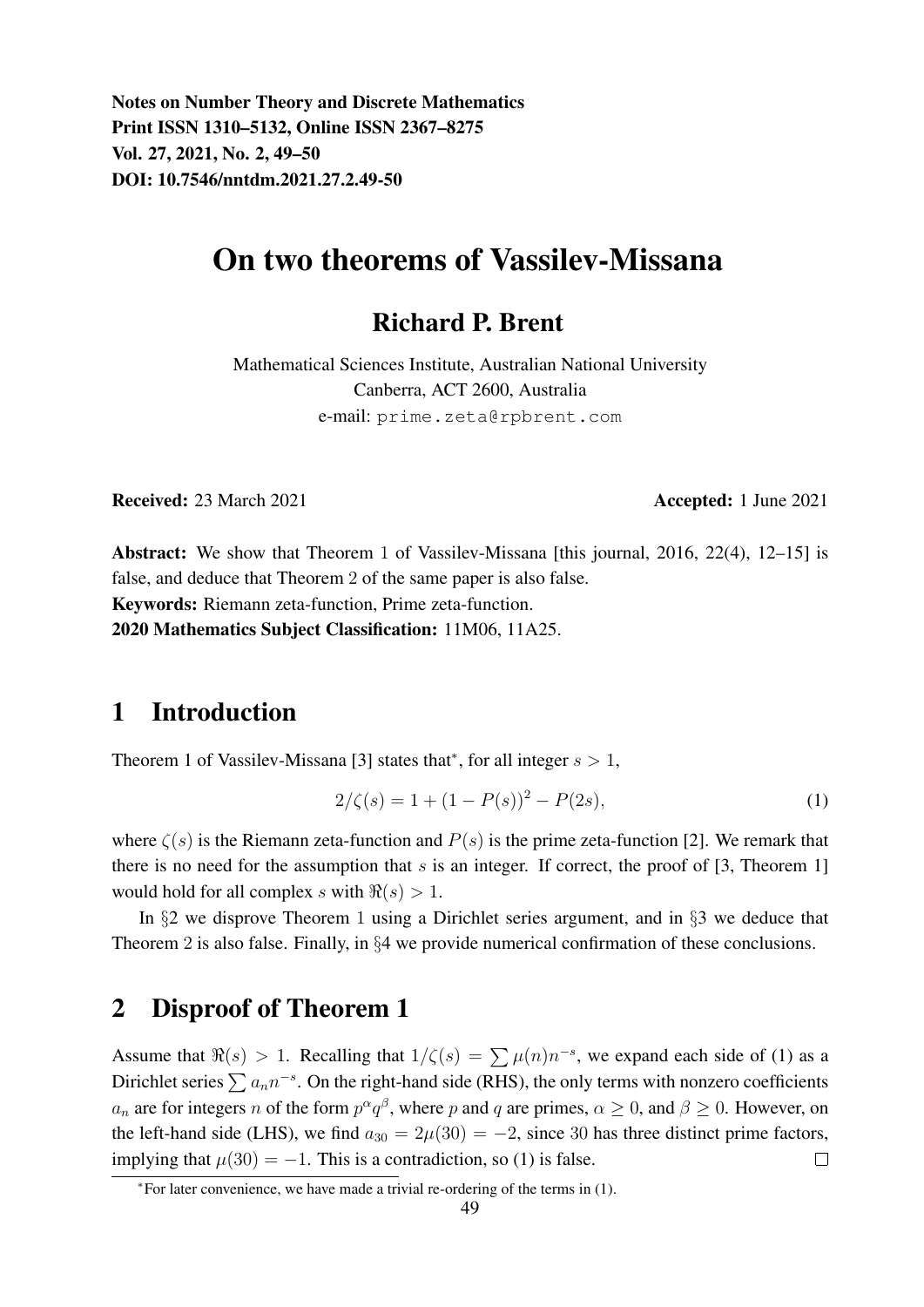Notes on Number Theory and Discrete Mathematics
Print ISSN 1310–5132, Online ISSN 2367–8275
Vol. 27, 2021, No. 2, 49–50
DOI: 10.7546/nntdm.2021.27.2.49-50

# On two theorems of Vassilev-Missana

## Richard P. Brent

Mathematical Sciences Institute, Australian National University
Canberra, ACT 2600, Australia
e-mail: prime.zeta@rpbrent.com

**Received:** 23 March 2021 **Accepted:** 1 June 2021

**Abstract:** We show that Theorem 1 of Vassilev-Missana [this journal, 2016, 22(4), 12–15] is false, and deduce that Theorem 2 of the same paper is also false.
**Keywords:** Riemann zeta-function, Prime zeta-function.
**2020 Mathematics Subject Classification:** 11M06, 11A25.

## 1 Introduction

Theorem 1 of Vassilev-Missana [3] states that*, for all integer $s > 1$,

$$2/\zeta(s) = 1 + (1 - P(s))^2 - P(2s), \tag{1}$$

where $\zeta(s)$ is the Riemann zeta-function and $P(s)$ is the prime zeta-function [2]. We remark that there is no need for the assumption that $s$ is an integer. If correct, the proof of [3, Theorem 1] would hold for all complex $s$ with $\Re(s) > 1$.

In §2 we disprove Theorem 1 using a Dirichlet series argument, and in §3 we deduce that Theorem 2 is also false. Finally, in §4 we provide numerical confirmation of these conclusions.

## 2 Disproof of Theorem 1

Assume that $\Re(s) > 1$. Recalling that $1/\zeta(s) = \sum \mu(n)n^{-s}$, we expand each side of (1) as a Dirichlet series $\sum a_n n^{-s}$. On the right-hand side (RHS), the only terms with nonzero coefficients $a_n$ are for integers $n$ of the form $p^\alpha q^\beta$, where $p$ and $q$ are primes, $\alpha \geq 0$, and $\beta \geq 0$. However, on the left-hand side (LHS), we find $a_{30} = 2\mu(30) = -2$, since 30 has three distinct prime factors, implying that $\mu(30) = -1$. This is a contradiction, so (1) is false. □

*For later convenience, we have made a trivial re-ordering of the terms in (1).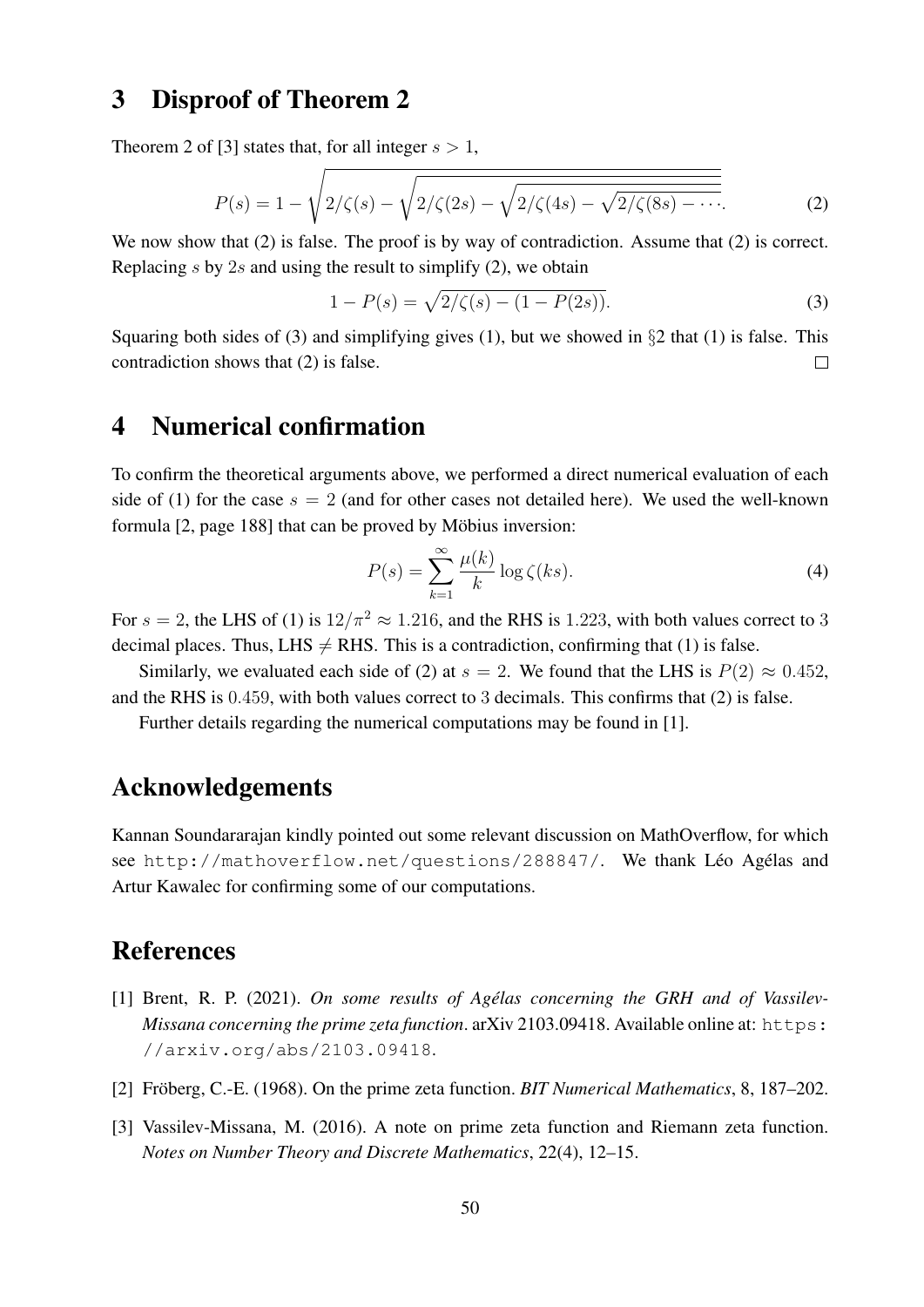## 3 Disproof of Theorem 2

Theorem 2 of [3] states that, for all integer $s > 1$,

$$P(s) = 1 - \sqrt{2/\zeta(s) - \sqrt{2/\zeta(2s) - \sqrt{2/\zeta(4s) - \sqrt{2/\zeta(8s) - \cdots}}}}. \tag{2}$$

We now show that (2) is false. The proof is by way of contradiction. Assume that (2) is correct. Replacing $s$ by $2s$ and using the result to simplify (2), we obtain

$$1 - P(s) = \sqrt{2/\zeta(s) - (1 - P(2s))}. \tag{3}$$

Squaring both sides of (3) and simplifying gives (1), but we showed in §2 that (1) is false. This contradiction shows that (2) is false. □

## 4 Numerical confirmation

To confirm the theoretical arguments above, we performed a direct numerical evaluation of each side of (1) for the case $s = 2$ (and for other cases not detailed here). We used the well-known formula [2, page 188] that can be proved by Möbius inversion:

$$P(s) = \sum_{k=1}^{\infty} \frac{\mu(k)}{k} \log \zeta(ks). \tag{4}$$

For $s = 2$, the LHS of (1) is $12/\pi^2 \approx 1.216$, and the RHS is $1.223$, with both values correct to $3$ decimal places. Thus, LHS $\neq$ RHS. This is a contradiction, confirming that (1) is false.

Similarly, we evaluated each side of (2) at $s = 2$. We found that the LHS is $P(2) \approx 0.452$, and the RHS is $0.459$, with both values correct to $3$ decimals. This confirms that (2) is false.

Further details regarding the numerical computations may be found in [1].

## Acknowledgements

Kannan Soundararajan kindly pointed out some relevant discussion on MathOverflow, for which see http://mathoverflow.net/questions/288847/. We thank Léo Agélas and Artur Kawalec for confirming some of our computations.

## References

[1] Brent, R. P. (2021). *On some results of Agélas concerning the GRH and of Vassilev-Missana concerning the prime zeta function*. arXiv 2103.09418. Available online at: https://arxiv.org/abs/2103.09418.

[2] Fröberg, C.-E. (1968). On the prime zeta function. *BIT Numerical Mathematics*, 8, 187–202.

[3] Vassilev-Missana, M. (2016). A note on prime zeta function and Riemann zeta function. *Notes on Number Theory and Discrete Mathematics*, 22(4), 12–15.